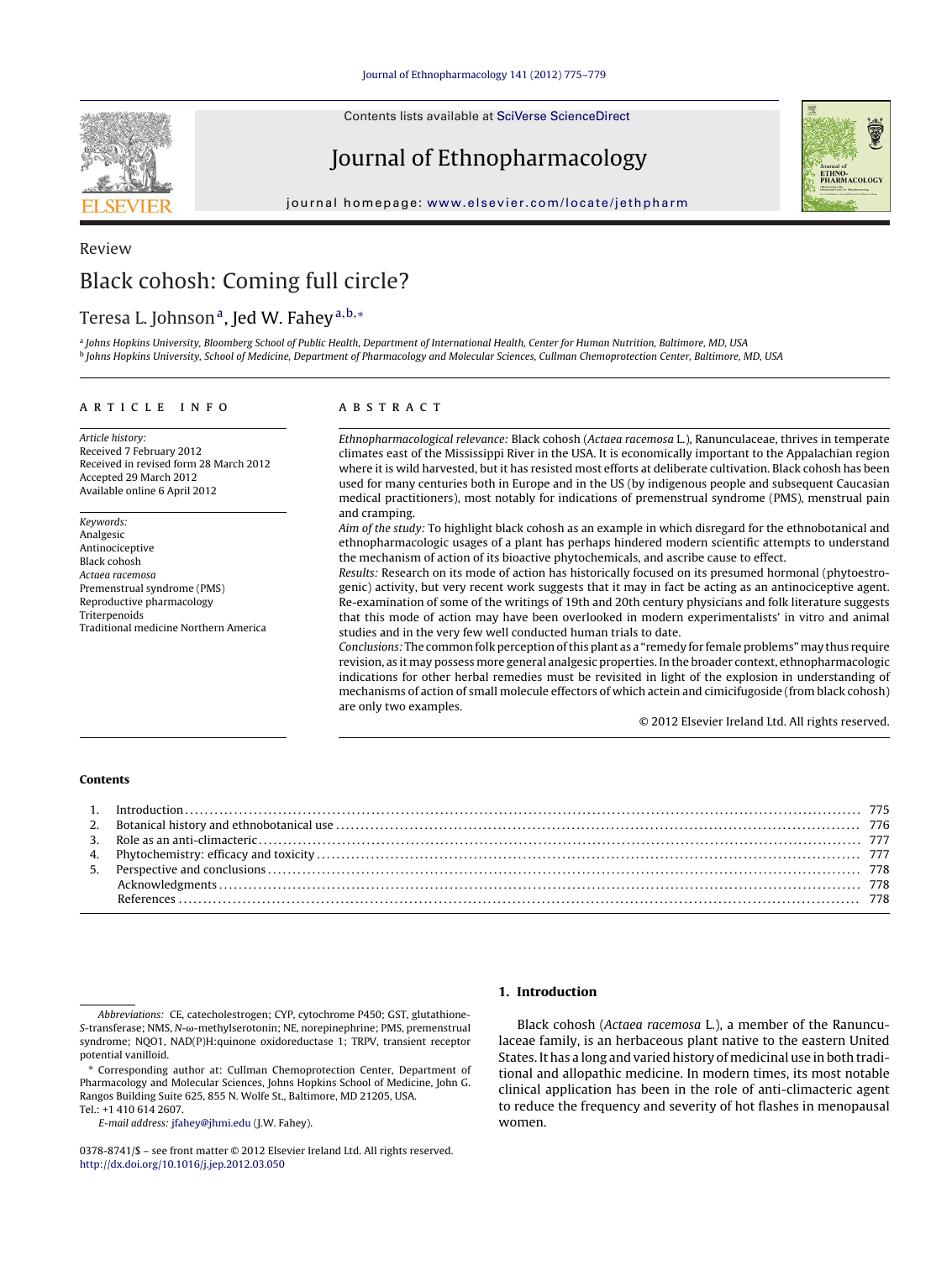Review

# Black cohosh: Coming full circle?

Teresa L. Johnson[a], Jed W. Fahey[a,b,*]

[a] Johns Hopkins University, Bloomberg School of Public Health, Department of International Health, Center for Human Nutrition, Baltimore, MD, USA
[b] Johns Hopkins University, School of Medicine, Department of Pharmacology and Molecular Sciences, Cullman Chemoprotection Center, Baltimore, MD, USA

## ARTICLE INFO

*Article history:*
Received 7 February 2012
Received in revised form 28 March 2012
Accepted 29 March 2012
Available online 6 April 2012

*Keywords:*
Analgesic
Antinociceptive
Black cohosh
*Actaea racemosa*
Premenstrual syndrome (PMS)
Reproductive pharmacology
Triterpenoids
Traditional medicine Northern America

## ABSTRACT

*Ethnopharmacological relevance:* Black cohosh (*Actaea racemosa* L.), Ranunculaceae, thrives in temperate climates east of the Mississippi River in the USA. It is economically important to the Appalachian region where it is wild harvested, but it has resisted most efforts at deliberate cultivation. Black cohosh has been used for many centuries both in Europe and in the US (by indigenous people and subsequent Caucasian medical practitioners), most notably for indications of premenstrual syndrome (PMS), menstrual pain and cramping.

*Aim of the study:* To highlight black cohosh as an example in which disregard for the ethnobotanical and ethnopharmacologic usages of a plant has perhaps hindered modern scientific attempts to understand the mechanism of action of its bioactive phytochemicals, and ascribe cause to effect.

*Results:* Research on its mode of action has historically focused on its presumed hormonal (phytoestrogenic) activity, but very recent work suggests that it may in fact be acting as an antinociceptive agent. Re-examination of some of the writings of 19th and 20th century physicians and folk literature suggests that this mode of action may have been overlooked in modern experimentalists' in vitro and animal studies and in the very few well conducted human trials to date.

*Conclusions:* The common folk perception of this plant as a "remedy for female problems" may thus require revision, as it may possess more general analgesic properties. In the broader context, ethnopharmacologic indications for other herbal remedies must be revisited in light of the explosion in understanding of mechanisms of action of small molecule effectors of which actein and cimicifugoside (from black cohosh) are only two examples.

© 2012 Elsevier Ireland Ltd. All rights reserved.

## Contents

1. Introduction ........ 775
2. Botanical history and ethnobotanical use ........ 776
3. Role as an anti-climacteric ........ 777
4. Phytochemistry: efficacy and toxicity ........ 777
5. Perspective and conclusions ........ 778

Acknowledgments ........ 778
References ........ 778

## 1. Introduction

Black cohosh (*Actaea racemosa* L.), a member of the Ranunculaceae family, is an herbaceous plant native to the eastern United States. It has a long and varied history of medicinal use in both traditional and allopathic medicine. In modern times, its most notable clinical application has been in the role of anti-climacteric agent to reduce the frequency and severity of hot flashes in menopausal women.

---

*Abbreviations:* CE, catecholestrogen; CYP, cytochrome P450; GST, glutathione-*S*-transferase; NMS, *N*-ω-methylserotonin; NE, norepinephrine; NQO1, NAD(P)H:quinone oxidoreductase 1; PMS, premenstrual syndrome; TRPV, transient receptor potential vanilloid.

\* Corresponding author at: Cullman Chemoprotection Center, Department of Pharmacology and Molecular Sciences, Johns Hopkins School of Medicine, John G. Rangos Building Suite 625, 855 N. Wolfe St., Baltimore, MD 21205, USA. Tel.: +1 410 614 2607.

*E-mail address:* jfahey@jhmi.edu (J.W. Fahey).

0378-8741/$ – see front matter © 2012 Elsevier Ireland Ltd. All rights reserved.
http://dx.doi.org/10.1016/j.jep.2012.03.050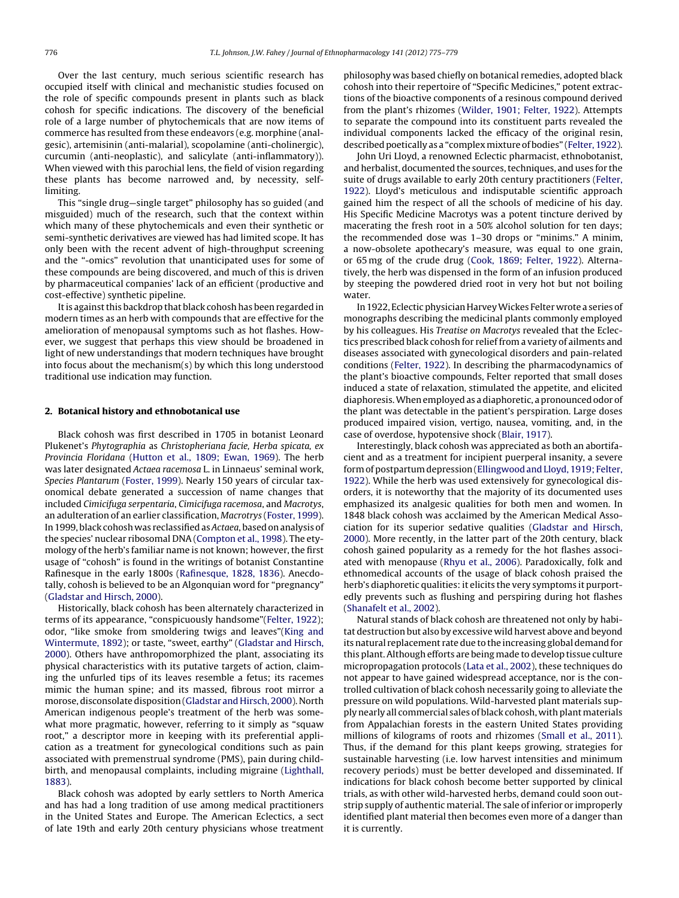Over the last century, much serious scientific research has occupied itself with clinical and mechanistic studies focused on the role of specific compounds present in plants such as black cohosh for specific indications. The discovery of the beneficial role of a large number of phytochemicals that are now items of commerce has resulted from these endeavors (e.g. morphine (analgesic), artemisinin (anti-malarial), scopolamine (anti-cholinergic), curcumin (anti-neoplastic), and salicylate (anti-inflammatory)). When viewed with this parochial lens, the field of vision regarding these plants has become narrowed and, by necessity, self-limiting.

This "single drug—single target" philosophy has so guided (and misguided) much of the research, such that the context within which many of these phytochemicals and even their synthetic or semi-synthetic derivatives are viewed has had limited scope. It has only been with the recent advent of high-throughput screening and the "-omics" revolution that unanticipated uses for some of these compounds are being discovered, and much of this is driven by pharmaceutical companies' lack of an efficient (productive and cost-effective) synthetic pipeline.

It is against this backdrop that black cohosh has been regarded in modern times as an herb with compounds that are effective for the amelioration of menopausal symptoms such as hot flashes. However, we suggest that perhaps this view should be broadened in light of new understandings that modern techniques have brought into focus about the mechanism(s) by which this long understood traditional use indication may function.

## 2. Botanical history and ethnobotanical use

Black cohosh was first described in 1705 in botanist Leonard Plukenet's *Phytographia* as *Christopheriana facie, Herba spicata, ex Provincia Floridana* (Hutton et al., 1809; Ewan, 1969). The herb was later designated *Actaea racemosa* L. in Linnaeus' seminal work, *Species Plantarum* (Foster, 1999). Nearly 150 years of circular taxonomical debate generated a succession of name changes that included *Cimicifuga serpentaria*, *Cimicifuga racemosa*, and *Macrotys*, an adulteration of an earlier classification, *Macrotrys* (Foster, 1999). In 1999, black cohosh was reclassified as *Actaea*, based on analysis of the species' nuclear ribosomal DNA (Compton et al., 1998). The etymology of the herb's familiar name is not known; however, the first usage of "cohosh" is found in the writings of botanist Constantine Rafinesque in the early 1800s (Rafinesque, 1828, 1836). Anecdotally, cohosh is believed to be an Algonquian word for "pregnancy" (Gladstar and Hirsch, 2000).

Historically, black cohosh has been alternately characterized in terms of its appearance, "conspicuously handsome"(Felter, 1922); odor, "like smoke from smoldering twigs and leaves"(King and Wintermute, 1892); or taste, "sweet, earthy" (Gladstar and Hirsch, 2000). Others have anthropomorphized the plant, associating its physical characteristics with its putative targets of action, claiming the unfurled tips of its leaves resemble a fetus; its racemes mimic the human spine; and its massed, fibrous root mirror a morose, disconsolate disposition (Gladstar and Hirsch, 2000). North American indigenous people's treatment of the herb was somewhat more pragmatic, however, referring to it simply as "squaw root," a descriptor more in keeping with its preferential application as a treatment for gynecological conditions such as pain associated with premenstrual syndrome (PMS), pain during childbirth, and menopausal complaints, including migraine (Lighthall, 1883).

Black cohosh was adopted by early settlers to North America and has had a long tradition of use among medical practitioners in the United States and Europe. The American Eclectics, a sect of late 19th and early 20th century physicians whose treatment philosophy was based chiefly on botanical remedies, adopted black cohosh into their repertoire of "Specific Medicines," potent extractions of the bioactive components of a resinous compound derived from the plant's rhizomes (Wilder, 1901; Felter, 1922). Attempts to separate the compound into its constituent parts revealed the individual components lacked the efficacy of the original resin, described poetically as a "complex mixture of bodies" (Felter, 1922).

John Uri Lloyd, a renowned Eclectic pharmacist, ethnobotanist, and herbalist, documented the sources, techniques, and uses for the suite of drugs available to early 20th century practitioners (Felter, 1922). Lloyd's meticulous and indisputable scientific approach gained him the respect of all the schools of medicine of his day. His Specific Medicine Macrotys was a potent tincture derived by macerating the fresh root in a 50% alcohol solution for ten days; the recommended dose was 1–30 drops or "minims." A minim, a now-obsolete apothecary's measure, was equal to one grain, or 65 mg of the crude drug (Cook, 1869; Felter, 1922). Alternatively, the herb was dispensed in the form of an infusion produced by steeping the powdered dried root in very hot but not boiling water.

In 1922, Eclectic physician Harvey Wickes Felter wrote a series of monographs describing the medicinal plants commonly employed by his colleagues. His *Treatise on Macrotys* revealed that the Eclectics prescribed black cohosh for relief from a variety of ailments and diseases associated with gynecological disorders and pain-related conditions (Felter, 1922). In describing the pharmacodynamics of the plant's bioactive compounds, Felter reported that small doses induced a state of relaxation, stimulated the appetite, and elicited diaphoresis. When employed as a diaphoretic, a pronounced odor of the plant was detectable in the patient's perspiration. Large doses produced impaired vision, vertigo, nausea, vomiting, and, in the case of overdose, hypotensive shock (Blair, 1917).

Interestingly, black cohosh was appreciated as both an abortifacient and as a treatment for incipient puerperal insanity, a severe form of postpartum depression (Ellingwood and Lloyd, 1919; Felter, 1922). While the herb was used extensively for gynecological disorders, it is noteworthy that the majority of its documented uses emphasized its analgesic qualities for both men and women. In 1848 black cohosh was acclaimed by the American Medical Association for its superior sedative qualities (Gladstar and Hirsch, 2000). More recently, in the latter part of the 20th century, black cohosh gained popularity as a remedy for the hot flashes associated with menopause (Rhyu et al., 2006). Paradoxically, folk and ethnomedical accounts of the usage of black cohosh praised the herb's diaphoretic qualities: it elicits the very symptoms it purportedly prevents such as flushing and perspiring during hot flashes (Shanafelt et al., 2002).

Natural stands of black cohosh are threatened not only by habitat destruction but also by excessive wild harvest above and beyond its natural replacement rate due to the increasing global demand for this plant. Although efforts are being made to develop tissue culture micropropagation protocols (Lata et al., 2002), these techniques do not appear to have gained widespread acceptance, nor is the controlled cultivation of black cohosh necessarily going to alleviate the pressure on wild populations. Wild-harvested plant materials supply nearly all commercial sales of black cohosh, with plant materials from Appalachian forests in the eastern United States providing millions of kilograms of roots and rhizomes (Small et al., 2011). Thus, if the demand for this plant keeps growing, strategies for sustainable harvesting (i.e. low harvest intensities and minimum recovery periods) must be better developed and disseminated. If indications for black cohosh become better supported by clinical trials, as with other wild-harvested herbs, demand could soon outstrip supply of authentic material. The sale of inferior or improperly identified plant material then becomes even more of a danger than it is currently.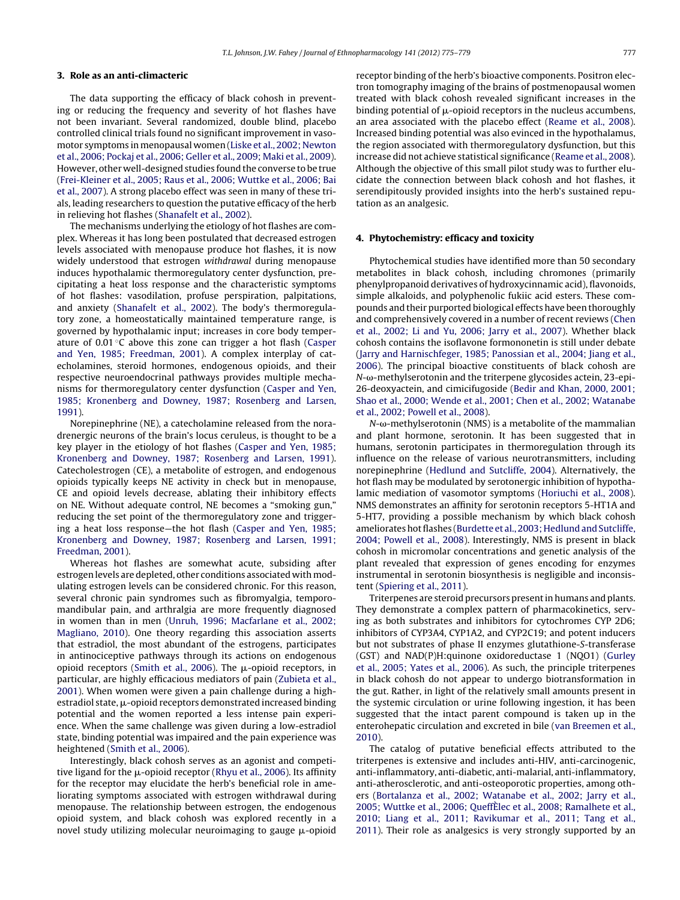## 3. Role as an anti-climacteric

The data supporting the efficacy of black cohosh in preventing or reducing the frequency and severity of hot flashes have not been invariant. Several randomized, double blind, placebo controlled clinical trials found no significant improvement in vasomotor symptoms in menopausal women (Liske et al., 2002; Newton et al., 2006; Pockaj et al., 2006; Geller et al., 2009; Maki et al., 2009). However, other well-designed studies found the converse to be true (Frei-Kleiner et al., 2005; Raus et al., 2006; Wuttke et al., 2006; Bai et al., 2007). A strong placebo effect was seen in many of these trials, leading researchers to question the putative efficacy of the herb in relieving hot flashes (Shanafelt et al., 2002).

The mechanisms underlying the etiology of hot flashes are complex. Whereas it has long been postulated that decreased estrogen levels associated with menopause produce hot flashes, it is now widely understood that estrogen *withdrawal* during menopause induces hypothalamic thermoregulatory center dysfunction, precipitating a heat loss response and the characteristic symptoms of hot flashes: vasodilation, profuse perspiration, palpitations, and anxiety (Shanafelt et al., 2002). The body's thermoregulatory zone, a homeostatically maintained temperature range, is governed by hypothalamic input; increases in core body temperature of 0.01 °C above this zone can trigger a hot flash (Casper and Yen, 1985; Freedman, 2001). A complex interplay of catecholamines, steroid hormones, endogenous opioids, and their respective neuroendocrinal pathways provides multiple mechanisms for thermoregulatory center dysfunction (Casper and Yen, 1985; Kronenberg and Downey, 1987; Rosenberg and Larsen, 1991).

Norepinephrine (NE), a catecholamine released from the noradrenergic neurons of the brain's locus ceruleus, is thought to be a key player in the etiology of hot flashes (Casper and Yen, 1985; Kronenberg and Downey, 1987; Rosenberg and Larsen, 1991). Catecholestrogen (CE), a metabolite of estrogen, and endogenous opioids typically keeps NE activity in check but in menopause, CE and opioid levels decrease, ablating their inhibitory effects on NE. Without adequate control, NE becomes a "smoking gun," reducing the set point of the thermoregulatory zone and triggering a heat loss response—the hot flash (Casper and Yen, 1985; Kronenberg and Downey, 1987; Rosenberg and Larsen, 1991; Freedman, 2001).

Whereas hot flashes are somewhat acute, subsiding after estrogen levels are depleted, other conditions associated with modulating estrogen levels can be considered chronic. For this reason, several chronic pain syndromes such as fibromyalgia, temporomandibular pain, and arthralgia are more frequently diagnosed in women than in men (Unruh, 1996; Macfarlane et al., 2002; Magliano, 2010). One theory regarding this association asserts that estradiol, the most abundant of the estrogens, participates in antinociceptive pathways through its actions on endogenous opioid receptors (Smith et al., 2006). The μ-opioid receptors, in particular, are highly efficacious mediators of pain (Zubieta et al., 2001). When women were given a pain challenge during a high-estradiol state, μ-opioid receptors demonstrated increased binding potential and the women reported a less intense pain experience. When the same challenge was given during a low-estradiol state, binding potential was impaired and the pain experience was heightened (Smith et al., 2006).

Interestingly, black cohosh serves as an agonist and competitive ligand for the μ-opioid receptor (Rhyu et al., 2006). Its affinity for the receptor may elucidate the herb's beneficial role in ameliorating symptoms associated with estrogen withdrawal during menopause. The relationship between estrogen, the endogenous opioid system, and black cohosh was explored recently in a novel study utilizing molecular neuroimaging to gauge μ-opioid receptor binding of the herb's bioactive components. Positron electron tomography imaging of the brains of postmenopausal women treated with black cohosh revealed significant increases in the binding potential of μ-opioid receptors in the nucleus accumbens, an area associated with the placebo effect (Reame et al., 2008). Increased binding potential was also evinced in the hypothalamus, the region associated with thermoregulatory dysfunction, but this increase did not achieve statistical significance (Reame et al., 2008). Although the objective of this small pilot study was to further elucidate the connection between black cohosh and hot flashes, it serendipitously provided insights into the herb's sustained reputation as an analgesic.

## 4. Phytochemistry: efficacy and toxicity

Phytochemical studies have identified more than 50 secondary metabolites in black cohosh, including chromones (primarily phenylpropanoid derivatives of hydroxycinnamic acid), flavonoids, simple alkaloids, and polyphenolic fukiic acid esters. These compounds and their purported biological effects have been thoroughly and comprehensively covered in a number of recent reviews (Chen et al., 2002; Li and Yu, 2006; Jarry et al., 2007). Whether black cohosh contains the isoflavone formononetin is still under debate (Jarry and Harnischfeger, 1985; Panossian et al., 2004; Jiang et al., 2006). The principal bioactive constituents of black cohosh are *N*-ω-methylserotonin and the triterpene glycosides actein, 23-epi-26-deoxyactein, and cimicifugoside (Bedir and Khan, 2000, 2001; Shao et al., 2000; Wende et al., 2001; Chen et al., 2002; Watanabe et al., 2002; Powell et al., 2008).

*N*-ω-methylserotonin (NMS) is a metabolite of the mammalian and plant hormone, serotonin. It has been suggested that in humans, serotonin participates in thermoregulation through its influence on the release of various neurotransmitters, including norepinephrine (Hedlund and Sutcliffe, 2004). Alternatively, the hot flash may be modulated by serotonergic inhibition of hypothalamic mediation of vasomotor symptoms (Horiuchi et al., 2008). NMS demonstrates an affinity for serotonin receptors 5-HT1A and 5-HT7, providing a possible mechanism by which black cohosh ameliorates hot flashes (Burdette et al., 2003; Hedlund and Sutcliffe, 2004; Powell et al., 2008). Interestingly, NMS is present in black cohosh in micromolar concentrations and genetic analysis of the plant revealed that expression of genes encoding for enzymes instrumental in serotonin biosynthesis is negligible and inconsistent (Spiering et al., 2011).

Triterpenes are steroid precursors present in humans and plants. They demonstrate a complex pattern of pharmacokinetics, serving as both substrates and inhibitors for cytochromes CYP 2D6; inhibitors of CYP3A4, CYP1A2, and CYP2C19; and potent inducers but not substrates of phase II enzymes glutathione-*S*-transferase (GST) and NAD(P)H:quinone oxidoreductase 1 (NQO1) (Gurley et al., 2005; Yates et al., 2006). As such, the principle triterpenes in black cohosh do not appear to undergo biotransformation in the gut. Rather, in light of the relatively small amounts present in the systemic circulation or urine following ingestion, it has been suggested that the intact parent compound is taken up in the enterohepatic circulation and excreted in bile (van Breemen et al., 2010).

The catalog of putative beneficial effects attributed to the triterpenes is extensive and includes anti-HIV, anti-carcinogenic, anti-inflammatory, anti-diabetic, anti-malarial, anti-inflammatory, anti-atherosclerotic, and anti-osteoporotic properties, among others (Bortalanza et al., 2002; Watanabe et al., 2002; Jarry et al., 2005; Wuttke et al., 2006; QueffÈlec et al., 2008; Ramalhete et al., 2010; Liang et al., 2011; Ravikumar et al., 2011; Tang et al., 2011). Their role as analgesics is very strongly supported by an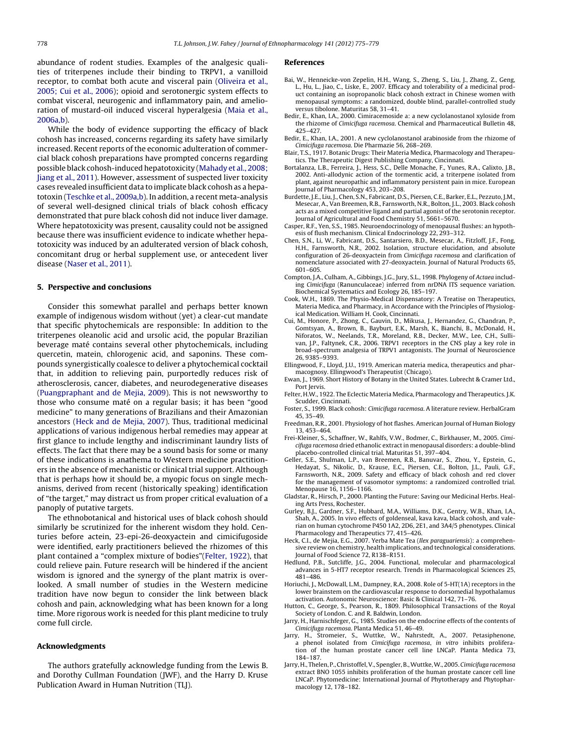abundance of rodent studies. Examples of the analgesic qualities of triterpenes include their binding to TRPV1, a vanilloid receptor, to combat both acute and visceral pain (Oliveira et al., 2005; Cui et al., 2006); opioid and serotonergic system effects to combat visceral, neurogenic and inflammatory pain, and amelioration of mustard-oil induced visceral hyperalgesia (Maia et al., 2006a,b).

While the body of evidence supporting the efficacy of black cohosh has increased, concerns regarding its safety have similarly increased. Recent reports of the economic adulteration of commercial black cohosh preparations have prompted concerns regarding possible black cohosh-induced hepatotoxicity (Mahady et al., 2008; Jiang et al., 2011). However, assessment of suspected liver toxicity cases revealed insufficient data to implicate black cohosh as a hepatotoxin (Teschke et al., 2009a,b). In addition, a recent meta-analysis of several well-designed clinical trials of black cohosh efficacy demonstrated that pure black cohosh did not induce liver damage. Where hepatotoxicity was present, causality could not be assigned because there was insufficient evidence to indicate whether hepatotoxicity was induced by an adulterated version of black cohosh, concomitant drug or herbal supplement use, or antecedent liver disease (Naser et al., 2011).

## 5. Perspective and conclusions

Consider this somewhat parallel and perhaps better known example of indigenous wisdom without (yet) a clear-cut mandate that specific phytochemicals are responsible: In addition to the triterpenes oleanolic acid and ursolic acid, the popular Brazilian beverage maté contains several other phytochemicals, including quercetin, matein, chlorogenic acid, and saponins. These compounds synergistically coalesce to deliver a phytochemical cocktail that, in addition to relieving pain, purportedly reduces risk of atherosclerosis, cancer, diabetes, and neurodegenerative diseases (Puangpraphant and de Mejia, 2009). This is not newsworthy to those who consume maté on a regular basis; it has been "good medicine" to many generations of Brazilians and their Amazonian ancestors (Heck and de Mejia, 2007). Thus, traditional medicinal applications of various indigenous herbal remedies may appear at first glance to include lengthy and indiscriminant laundry lists of effects. The fact that there may be a sound basis for some or many of these indications is anathema to Western medicine practitioners in the absence of mechanistic or clinical trial support. Although that is perhaps how it should be, a myopic focus on single mechanisms, derived from recent (historically speaking) identification of "the target," may distract us from proper critical evaluation of a panoply of putative targets.

The ethnobotanical and historical uses of black cohosh should similarly be scrutinized for the inherent wisdom they hold. Centuries before actein, 23-epi-26-deoxyactein and cimicifugoside were identified, early practitioners believed the rhizomes of this plant contained a "complex mixture of bodies"(Felter, 1922), that could relieve pain. Future research will be hindered if the ancient wisdom is ignored and the synergy of the plant matrix is overlooked. A small number of studies in the Western medicine tradition have now begun to consider the link between black cohosh and pain, acknowledging what has been known for a long time. More rigorous work is needed for this plant medicine to truly come full circle.

## Acknowledgments

The authors gratefully acknowledge funding from the Lewis B. and Dorothy Cullman Foundation (JWF), and the Harry D. Kruse Publication Award in Human Nutrition (TLJ).

## References

Bai, W., Henneicke-von Zepelin, H.H., Wang, S., Zheng, S., Liu, J., Zhang, Z., Geng, L., Hu, L., Jiao, C., Liske, E., 2007. Efficacy and tolerability of a medicinal product containing an isopropanolic black cohosh extract in Chinese women with menopausal symptoms: a randomized, double blind, parallel-controlled study versus tibolone. Maturitas 58, 31–41.

Bedir, E., Khan, I.A., 2000. Cimiracemoside a: a new cyclolanostanol xyloside from the rhizome of *Cimicifuga racemosa*. Chemical and Pharmaceutical Bulletin 48, 425–427.

Bedir, E., Khan, I.A., 2001. A new cyclolanostanol arabinoside from the rhizome of *Cimicifuga racemosa*. Die Pharmazie 56, 268–269.

Blair, T.S., 1917. Botanic Drugs: Their Materia Medica, Pharmacology and Therapeutics. The Therapeutic Digest Publishing Company, Cincinnati.

Bortalanza, L.B., Ferreira, J., Hess, S.C., Delle Monache, F., Yunes, R.A., Calixto, J.B., 2002. Anti-allodynic action of the tormentic acid, a triterpene isolated from plant, against neuropathic and inflammatory persistent pain in mice. European Journal of Pharmacology 453, 203–208.

Burdette, J.E., Liu, J., Chen, S.N., Fabricant, D.S., Piersen, C.E., Barker, E.L., Pezzuto, J.M., Mesecar, A., Van Breemen, R.B., Farnsworth, N.R., Bolton, J.L., 2003. Black cohosh acts as a mixed competitive ligand and partial agonist of the serotonin receptor. Journal of Agricultural and Food Chemistry 51, 5661–5670.

Casper, R.F., Yen, S.S., 1985. Neuroendocrinology of menopausal flushes: an hypothesis of flush mechanism. Clinical Endocrinology 22, 293–312.

Chen, S.N., Li, W., Fabricant, D.S., Santarsiero, B.D., Mesecar, A., Fitzloff, J.F., Fong, H.H., Farnsworth, N.R., 2002. Isolation, structure elucidation, and absolute configuration of 26-deoxyactein from *Cimicifuga racemosa* and clarification of nomenclature associated with 27-deoxyactein. Journal of Natural Products 65, 601–605.

Compton, J.A., Culham, A., Gibbings, J.G., Jury, S.L., 1998. Phylogeny of *Actaea* including *Cimicifuga* (Ranunculaceae) inferred from nrDNA ITS sequence variation. Biochemical Systematics and Ecology 26, 185–197.

Cook, W.H., 1869. The Physio-Medical Dispensatory: A Treatise on Therapeutics, Materia Medica, and Pharmacy, in Accordance with the Principles of Physiological Medication. William H. Cook, Cincinnati.

Cui, M., Honore, P., Zhong, C., Gauvin, D., Mikusa, J., Hernandez, G., Chandran, P., Gomtsyan, A., Brown, B., Bayburt, E.K., Marsh, K., Bianchi, B., McDonald, H., Niforatos, W., Neelands, T.R., Moreland, R.B., Decker, M.W., Lee, C.H., Sullivan, J.P., Faltynek, C.R., 2006. TRPV1 receptors in the CNS play a key role in broad-spectrum analgesia of TRPV1 antagonists. The Journal of Neuroscience 26, 9385–9393.

Ellingwood, F., Lloyd, J.U., 1919. American materia medica, therapeutics and pharmacognosy. Ellingwood's Therapeutist (Chicago).

Ewan, J., 1969. Short History of Botany in the United States. Lubrecht & Cramer Ltd., Port Jervis.

Felter, H.W., 1922. The Eclectic Materia Medica, Pharmacology and Therapeutics. J.K. Scudder, Cincinnati.

Foster, S., 1999. Black cohosh: *Cimicifuga racemosa*. A literature review. HerbalGram 45, 35–49.

Freedman, R.R., 2001. Physiology of hot flashes. American Journal of Human Biology 13, 453–464.

Frei-Kleiner, S., Schaffner, W., Rahlfs, V.W., Bodmer, C., Birkhauser, M., 2005. *Cimicifuga racemosa* dried ethanolic extract in menopausal disorders: a double-blind placebo-controlled clinical trial. Maturitas 51, 397–404.

Geller, S.E., Shulman, L.P., van Breemen, R.B., Banuvar, S., Zhou, Y., Epstein, G., Hedayat, S., Nikolic, D., Krause, E.C., Piersen, C.E., Bolton, J.L., Pauli, G.F., Farnsworth, N.R., 2009. Safety and efficacy of black cohosh and red clover for the management of vasomotor symptoms: a randomized controlled trial. Menopause 16, 1156–1166.

Gladstar, R., Hirsch, P., 2000. Planting the Future: Saving our Medicinal Herbs. Healing Arts Press, Rochester.

Gurley, B.J., Gardner, S.F., Hubbard, M.A., Williams, D.K., Gentry, W.B., Khan, I.A., Shah, A., 2005. In vivo effects of goldenseal, kava kava, black cohosh, and valerian on human cytochrome P450 1A2, 2D6, 2E1, and 3A4/5 phenotypes. Clinical Pharmacology and Therapeutics 77, 415–426.

Heck, C.I., de Mejia, E.G., 2007. Yerba Mate Tea (*Ilex paraguariensis*): a comprehensive review on chemistry, health implications, and technological considerations. Journal of Food Science 72, R138–R151.

Hedlund, P.B., Sutcliffe, J.G., 2004. Functional, molecular and pharmacological advances in 5-HT7 receptor research. Trends in Pharmacological Sciences 25, 481–486.

Horiuchi, J., McDowall, L.M., Dampney, R.A., 2008. Role of 5-HT(1A) receptors in the lower brainstem on the cardiovascular response to dorsomedial hypothalamus activation. Autonomic Neuroscience: Basic & Clinical 142, 71–76.

Hutton, C., George, S., Pearson, R., 1809. Philosophical Transactions of the Royal Society of London. C. and R. Baldwin, London.

Jarry, H., Harnischfeger, G., 1985. Studies on the endocrine effects of the contents of *Cimicifuga racemosa*. Planta Medica 51, 46–49.

Jarry, H., Stromeier, S., Wuttke, W., Nahrstedt, A., 2007. Petasiphenone, a phenol isolated from *Cimicifuga racemosa*, *in vitro* inhibits proliferation of the human prostate cancer cell line LNCaP. Planta Medica 73, 184–187.

Jarry, H., Thelen, P., Christoffel, V., Spengler, B., Wuttke, W., 2005. *Cimicifuga racemosa* extract BNO 1055 inhibits proliferation of the human prostate cancer cell line LNCaP. Phytomedicine: International Journal of Phytotherapy and Phytopharmacology 12, 178–182.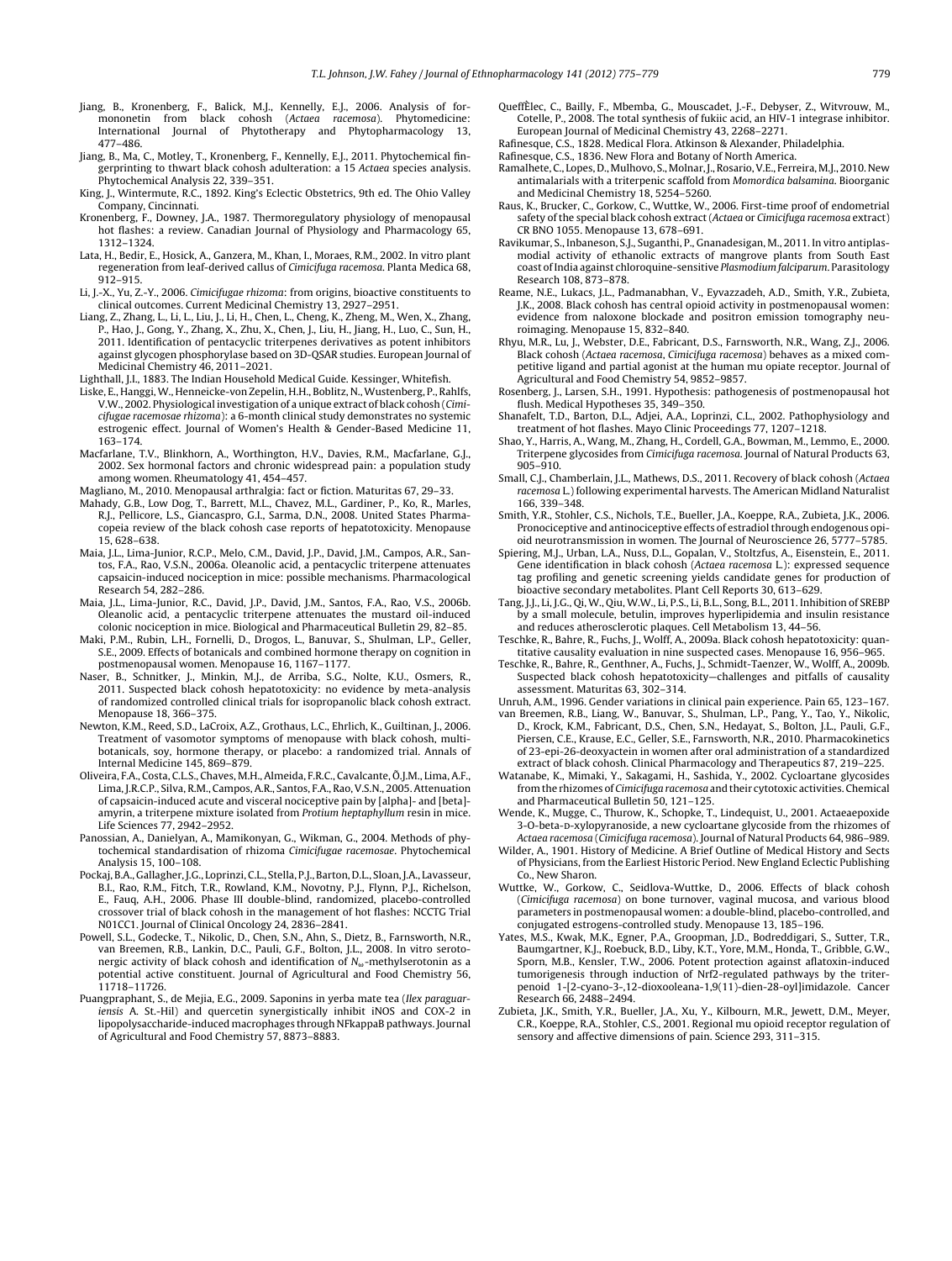Jiang, B., Kronenberg, F., Balick, M.J., Kennelly, E.J., 2006. Analysis of formononetin from black cohosh (*Actaea racemosa*). Phytomedicine: International Journal of Phytotherapy and Phytopharmacology 13, 477–486.

Jiang, B., Ma, C., Motley, T., Kronenberg, F., Kennelly, E.J., 2011. Phytochemical fingerprinting to thwart black cohosh adulteration: a 15 *Actaea* species analysis. Phytochemical Analysis 22, 339–351.

King, J., Wintermute, R.C., 1892. King's Eclectic Obstetrics, 9th ed. The Ohio Valley Company, Cincinnati.

Kronenberg, F., Downey, J.A., 1987. Thermoregulatory physiology of menopausal hot flashes: a review. Canadian Journal of Physiology and Pharmacology 65, 1312–1324.

Lata, H., Bedir, E., Hosick, A., Ganzera, M., Khan, I., Moraes, R.M., 2002. In vitro plant regeneration from leaf-derived callus of *Cimicifuga racemosa*. Planta Medica 68, 912–915.

Li, J.-X., Yu, Z.-Y., 2006. *Cimicifugae rhizoma*: from origins, bioactive constituents to clinical outcomes. Current Medicinal Chemistry 13, 2927–2951.

Liang, Z., Zhang, L., Li, L., Liu, J., Li, H., Chen, L., Cheng, K., Zheng, M., Wen, X., Zhang, P., Hao, J., Gong, Y., Zhang, X., Zhu, X., Chen, J., Liu, H., Jiang, H., Luo, C., Sun, H., 2011. Identification of pentacyclic triterpenes derivatives as potent inhibitors against glycogen phosphorylase based on 3D-QSAR studies. European Journal of Medicinal Chemistry 46, 2011–2021.

Lighthall, J.I., 1883. The Indian Household Medical Guide. Kessinger, Whitefish.

Liske, E., Hanggi, W., Henneicke-von Zepelin, H.H., Boblitz, N., Wustenberg, P., Rahlfs, V.W., 2002. Physiological investigation of a unique extract of black cohosh (*Cimicifugae racemosae rhizoma*): a 6-month clinical study demonstrates no systemic estrogenic effect. Journal of Women's Health & Gender-Based Medicine 11, 163–174.

Macfarlane, T.V., Blinkhorn, A., Worthington, H.V., Davies, R.M., Macfarlane, G.J., 2002. Sex hormonal factors and chronic widespread pain: a population study among women. Rheumatology 41, 454–457.

Magliano, M., 2010. Menopausal arthralgia: fact or fiction. Maturitas 67, 29–33.

Mahady, G.B., Low Dog, T., Barrett, M.L., Chavez, M.L., Gardiner, P., Ko, R., Marles, R.J., Pellicore, L.S., Giancaspro, G.I., Sarma, D.N., 2008. United States Pharmacopeia review of the black cohosh case reports of hepatotoxicity. Menopause 15, 628–638.

Maia, J.L., Lima-Junior, R.C.P., Melo, C.M., David, J.P., David, J.M., Campos, A.R., Santos, F.A., Rao, V.S.N., 2006a. Oleanolic acid, a pentacyclic triterpene attenuates capsaicin-induced nociception in mice: possible mechanisms. Pharmacological Research 54, 282–286.

Maia, J.L., Lima-Junior, R.C., David, J.P., David, J.M., Santos, F.A., Rao, V.S., 2006b. Oleanolic acid, a pentacyclic triterpene attenuates the mustard oil-induced colonic nociception in mice. Biological and Pharmaceutical Bulletin 29, 82–85.

Maki, P.M., Rubin, L.H., Fornelli, D., Drogos, L., Banuvar, S., Shulman, L.P., Geller, S.E., 2009. Effects of botanicals and combined hormone therapy on cognition in postmenopausal women. Menopause 16, 1167–1177.

Naser, B., Schnitker, J., Minkin, M.J., de Arriba, S.G., Nolte, K.U., Osmers, R., 2011. Suspected black cohosh hepatotoxicity: no evidence by meta-analysis of randomized controlled clinical trials for isopropanolic black cohosh extract. Menopause 18, 366–375.

Newton, K.M., Reed, S.D., LaCroix, A.Z., Grothaus, L.C., Ehrlich, K., Guiltinan, J., 2006. Treatment of vasomotor symptoms of menopause with black cohosh, multibotanicals, soy, hormone therapy, or placebo: a randomized trial. Annals of Internal Medicine 145, 869–879.

Oliveira, F.A., Costa, C.L.S., Chaves, M.H., Almeida, F.R.C., Cavalcante, Õ.J.M., Lima, A.F., Lima, J.R.C.P., Silva, R.M., Campos, A.R., Santos, F.A., Rao, V.S.N., 2005. Attenuation of capsaicin-induced acute and visceral nociceptive pain by [alpha]- and [beta]-amyrin, a triterpene mixture isolated from *Protium heptaphyllum* resin in mice. Life Sciences 77, 2942–2952.

Panossian, A., Danielyan, A., Mamikonyan, G., Wikman, G., 2004. Methods of phytochemical standardisation of rhizoma *Cimicifugae racemosae*. Phytochemical Analysis 15, 100–108.

Pockaj, B.A., Gallagher, J.G., Loprinzi, C.L., Stella, P.J., Barton, D.L., Sloan, J.A., Lavasseur, B.I., Rao, R.M., Fitch, T.R., Rowland, K.M., Novotny, P.J., Flynn, P.J., Richelson, E., Fauq, A.H., 2006. Phase III double-blind, randomized, placebo-controlled crossover trial of black cohosh in the management of hot flashes: NCCTG Trial N01CC1. Journal of Clinical Oncology 24, 2836–2841.

Powell, S.L., Godecke, T., Nikolic, D., Chen, S.N., Ahn, S., Dietz, B., Farnsworth, N.R., van Breemen, R.B., Lankin, D.C., Pauli, G.F., Bolton, J.L., 2008. In vitro serotonergic activity of black cohosh and identification of $N_{\omega}$-methylserotonin as a potential active constituent. Journal of Agricultural and Food Chemistry 56, 11718–11726.

Puangpraphant, S., de Mejia, E.G., 2009. Saponins in yerba mate tea (*Ilex paraguariensis* A. St.-Hil) and quercetin synergistically inhibit iNOS and COX-2 in lipopolysaccharide-induced macrophages through NFkappaB pathways. Journal of Agricultural and Food Chemistry 57, 8873–8883.

QueffÈlec, C., Bailly, F., Mbemba, G., Mouscadet, J.-F., Debyser, Z., Witvrouw, M., Cotelle, P., 2008. The total synthesis of fukiic acid, an HIV-1 integrase inhibitor. European Journal of Medicinal Chemistry 43, 2268–2271.

Rafinesque, C.S., 1828. Medical Flora. Atkinson & Alexander, Philadelphia.

Rafinesque, C.S., 1836. New Flora and Botany of North America.

Ramalhete, C., Lopes, D., Mulhovo, S., Molnar, J., Rosario, V.E., Ferreira, M.J., 2010. New antimalarials with a triterpenic scaffold from *Momordica balsamina*. Bioorganic and Medicinal Chemistry 18, 5254–5260.

Raus, K., Brucker, C., Gorkow, C., Wuttke, W., 2006. First-time proof of endometrial safety of the special black cohosh extract (*Actaea* or *Cimicifuga racemosa* extract) CR BNO 1055. Menopause 13, 678–691.

Ravikumar, S., Inbaneson, S.J., Suganthi, P., Gnanadesigan, M., 2011. In vitro antiplasmodial activity of ethanolic extracts of mangrove plants from South East coast of India against chloroquine-sensitive *Plasmodium falciparum*. Parasitology Research 108, 873–878.

Reame, N.E., Lukacs, J.L., Padmanabhan, V., Eyvazzadeh, A.D., Smith, Y.R., Zubieta, J.K., 2008. Black cohosh has central opioid activity in postmenopausal women: evidence from naloxone blockade and positron emission tomography neuroimaging. Menopause 15, 832–840.

Rhyu, M.R., Lu, J., Webster, D.E., Fabricant, D.S., Farnsworth, N.R., Wang, Z.J., 2006. Black cohosh (*Actaea racemosa*, *Cimicifuga racemosa*) behaves as a mixed competitive ligand and partial agonist at the human mu opiate receptor. Journal of Agricultural and Food Chemistry 54, 9852–9857.

Rosenberg, J., Larsen, S.H., 1991. Hypothesis: pathogenesis of postmenopausal hot flush. Medical Hypotheses 35, 349–350.

Shanafelt, T.D., Barton, D.L., Adjei, A.A., Loprinzi, C.L., 2002. Pathophysiology and treatment of hot flashes. Mayo Clinic Proceedings 77, 1207–1218.

Shao, Y., Harris, A., Wang, M., Zhang, H., Cordell, G.A., Bowman, M., Lemmo, E., 2000. Triterpene glycosides from *Cimicifuga racemosa*. Journal of Natural Products 63, 905–910.

Small, C.J., Chamberlain, J.L., Mathews, D.S., 2011. Recovery of black cohosh (*Actaea racemosa* L.) following experimental harvests. The American Midland Naturalist 166, 339–348.

Smith, Y.R., Stohler, C.S., Nichols, T.E., Bueller, J.A., Koeppe, R.A., Zubieta, J.K., 2006. Pronociceptive and antinociceptive effects of estradiol through endogenous opioid neurotransmission in women. The Journal of Neuroscience 26, 5777–5785.

Spiering, M.J., Urban, L.A., Nuss, D.L., Gopalan, V., Stoltzfus, A., Eisenstein, E., 2011. Gene identification in black cohosh (*Actaea racemosa* L.): expressed sequence tag profiling and genetic screening yields candidate genes for production of bioactive secondary metabolites. Plant Cell Reports 30, 613–629.

Tang, J.J., Li, J.G., Qi, W., Qiu, W.W., Li, P.S., Li, B.L., Song, B.L., 2011. Inhibition of SREBP by a small molecule, betulin, improves hyperlipidemia and insulin resistance and reduces atherosclerotic plaques. Cell Metabolism 13, 44–56.

Teschke, R., Bahre, R., Fuchs, J., Wolff, A., 2009a. Black cohosh hepatotoxicity: quantitative causality evaluation in nine suspected cases. Menopause 16, 956–965.

Teschke, R., Bahre, R., Genthner, A., Fuchs, J., Schmidt-Taenzer, W., Wolff, A., 2009b. Suspected black cohosh hepatotoxicity—challenges and pitfalls of causality assessment. Maturitas 63, 302–314.

Unruh, A.M., 1996. Gender variations in clinical pain experience. Pain 65, 123–167.

van Breemen, R.B., Liang, W., Banuvar, S., Shulman, L.P., Pang, Y., Tao, Y., Nikolic, D., Krock, K.M., Fabricant, D.S., Chen, S.N., Hedayat, S., Bolton, J.L., Pauli, G.F., Piersen, C.E., Krause, E.C., Geller, S.E., Farnsworth, N.R., 2010. Pharmacokinetics of 23-epi-26-deoxyactein in women after oral administration of a standardized extract of black cohosh. Clinical Pharmacology and Therapeutics 87, 219–225.

Watanabe, K., Mimaki, Y., Sakagami, H., Sashida, Y., 2002. Cycloartane glycosides from the rhizomes of *Cimicifuga racemosa* and their cytotoxic activities. Chemical and Pharmaceutical Bulletin 50, 121–125.

Wende, K., Mugge, C., Thurow, K., Schopke, T., Lindequist, U., 2001. Actaeaepoxide 3-O-beta-D-xylopyranoside, a new cycloartane glycoside from the rhizomes of *Actaea racemosa* (*Cimicifuga racemosa*). Journal of Natural Products 64, 986–989.

Wilder, A., 1901. History of Medicine. A Brief Outline of Medical History and Sects of Physicians, from the Earliest Historic Period. New England Eclectic Publishing Co., New Sharon.

Wuttke, W., Gorkow, C., Seidlova-Wuttke, D., 2006. Effects of black cohosh (*Cimicifuga racemosa*) on bone turnover, vaginal mucosa, and various blood parameters in postmenopausal women: a double-blind, placebo-controlled, and conjugated estrogens-controlled study. Menopause 13, 185–196.

Yates, M.S., Kwak, M.K., Egner, P.A., Groopman, J.D., Bodreddigari, S., Sutter, T.R., Baumgartner, K.J., Roebuck, B.D., Liby, K.T., Yore, M.M., Honda, T., Gribble, G.W., Sporn, M.B., Kensler, T.W., 2006. Potent protection against aflatoxin-induced tumorigenesis through induction of Nrf2-regulated pathways by the triterpenoid 1-[2-cyano-3-,12-dioxooleana-1,9(11)-dien-28-oyl]imidazole. Cancer Research 66, 2488–2494.

Zubieta, J.K., Smith, Y.R., Bueller, J.A., Xu, Y., Kilbourn, M.R., Jewett, D.M., Meyer, C.R., Koeppe, R.A., Stohler, C.S., 2001. Regional mu opioid receptor regulation of sensory and affective dimensions of pain. Science 293, 311–315.